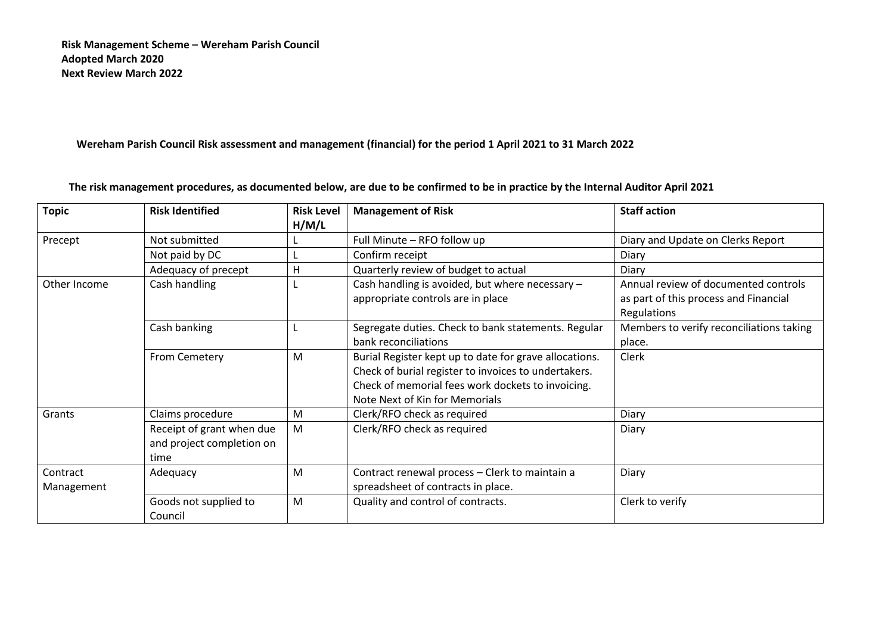**Risk Management Scheme – Wereham Parish Council**
**Adopted March 2020**
**Next Review March 2022**

**Wereham Parish Council Risk assessment and management (financial) for the period 1 April 2021 to 31 March 2022**

**The risk management procedures, as documented below, are due to be confirmed to be in practice by the Internal Auditor April 2021**

| Topic | Risk Identified | Risk Level H/M/L | Management of Risk | Staff action |
|---|---|---|---|---|
| Precept | Not submitted | L | Full Minute – RFO follow up | Diary and Update on Clerks Report |
| | Not paid by DC | L | Confirm receipt | Diary |
| | Adequacy of precept | H | Quarterly review of budget to actual | Diary |
| Other Income | Cash handling | L | Cash handling is avoided, but where necessary – appropriate controls are in place | Annual review of documented controls as part of this process and Financial Regulations |
| | Cash banking | L | Segregate duties. Check to bank statements. Regular bank reconciliations | Members to verify reconciliations taking place. |
| | From Cemetery | M | Burial Register kept up to date for grave allocations. Check of burial register to invoices to undertakers. Check of memorial fees work dockets to invoicing. Note Next of Kin for Memorials | Clerk |
| Grants | Claims procedure | M | Clerk/RFO check as required | Diary |
| | Receipt of grant when due and project completion on time | M | Clerk/RFO check as required | Diary |
| Contract Management | Adequacy | M | Contract renewal process – Clerk to maintain a spreadsheet of contracts in place. | Diary |
| | Goods not supplied to Council | M | Quality and control of contracts. | Clerk to verify |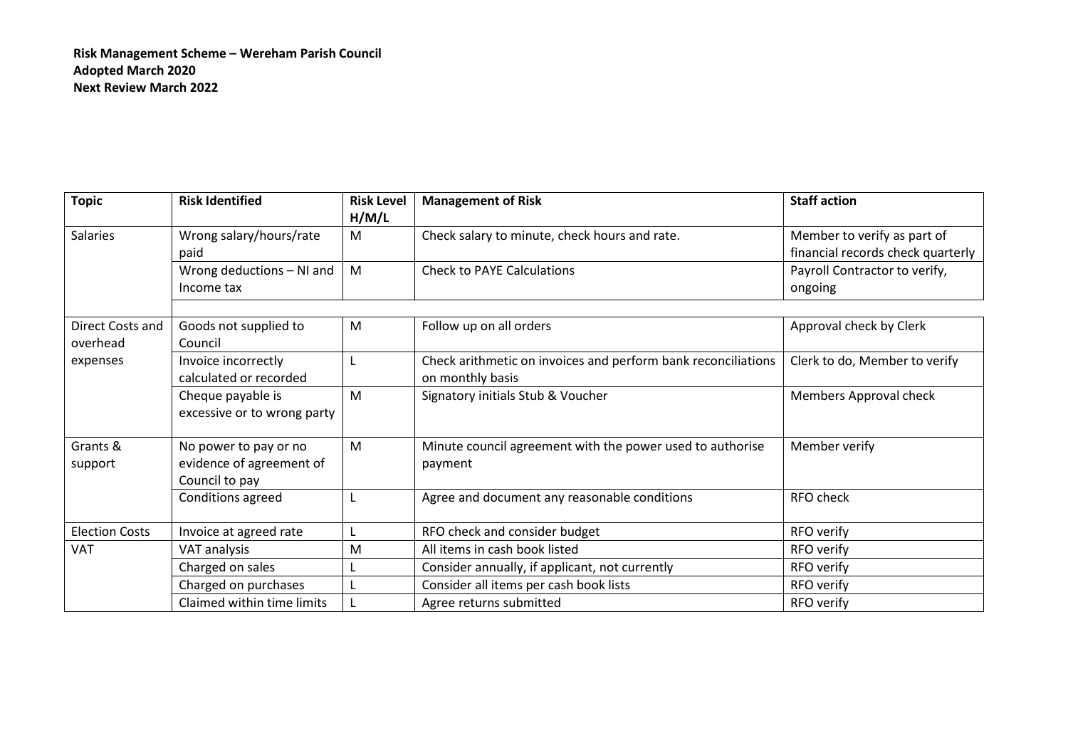**Risk Management Scheme – Wereham Parish Council**
**Adopted March 2020**
**Next Review March 2022**

| Topic | Risk Identified | Risk Level H/M/L | Management of Risk | Staff action |
|---|---|---|---|---|
| Salaries | Wrong salary/hours/rate paid | M | Check salary to minute, check hours and rate. | Member to verify as part of financial records check quarterly |
| | Wrong deductions – NI and Income tax | M | Check to PAYE Calculations | Payroll Contractor to verify, ongoing |
| Direct Costs and overhead expenses | Goods not supplied to Council | M | Follow up on all orders | Approval check by Clerk |
| | Invoice incorrectly calculated or recorded | L | Check arithmetic on invoices and perform bank reconciliations on monthly basis | Clerk to do, Member to verify |
| | Cheque payable is excessive or to wrong party | M | Signatory initials Stub & Voucher | Members Approval check |
| Grants & support | No power to pay or no evidence of agreement of Council to pay | M | Minute council agreement with the power used to authorise payment | Member verify |
| | Conditions agreed | L | Agree and document any reasonable conditions | RFO check |
| Election Costs | Invoice at agreed rate | L | RFO check and consider budget | RFO verify |
| VAT | VAT analysis | M | All items in cash book listed | RFO verify |
| | Charged on sales | L | Consider annually, if applicant, not currently | RFO verify |
| | Charged on purchases | L | Consider all items per cash book lists | RFO verify |
| | Claimed within time limits | L | Agree returns submitted | RFO verify |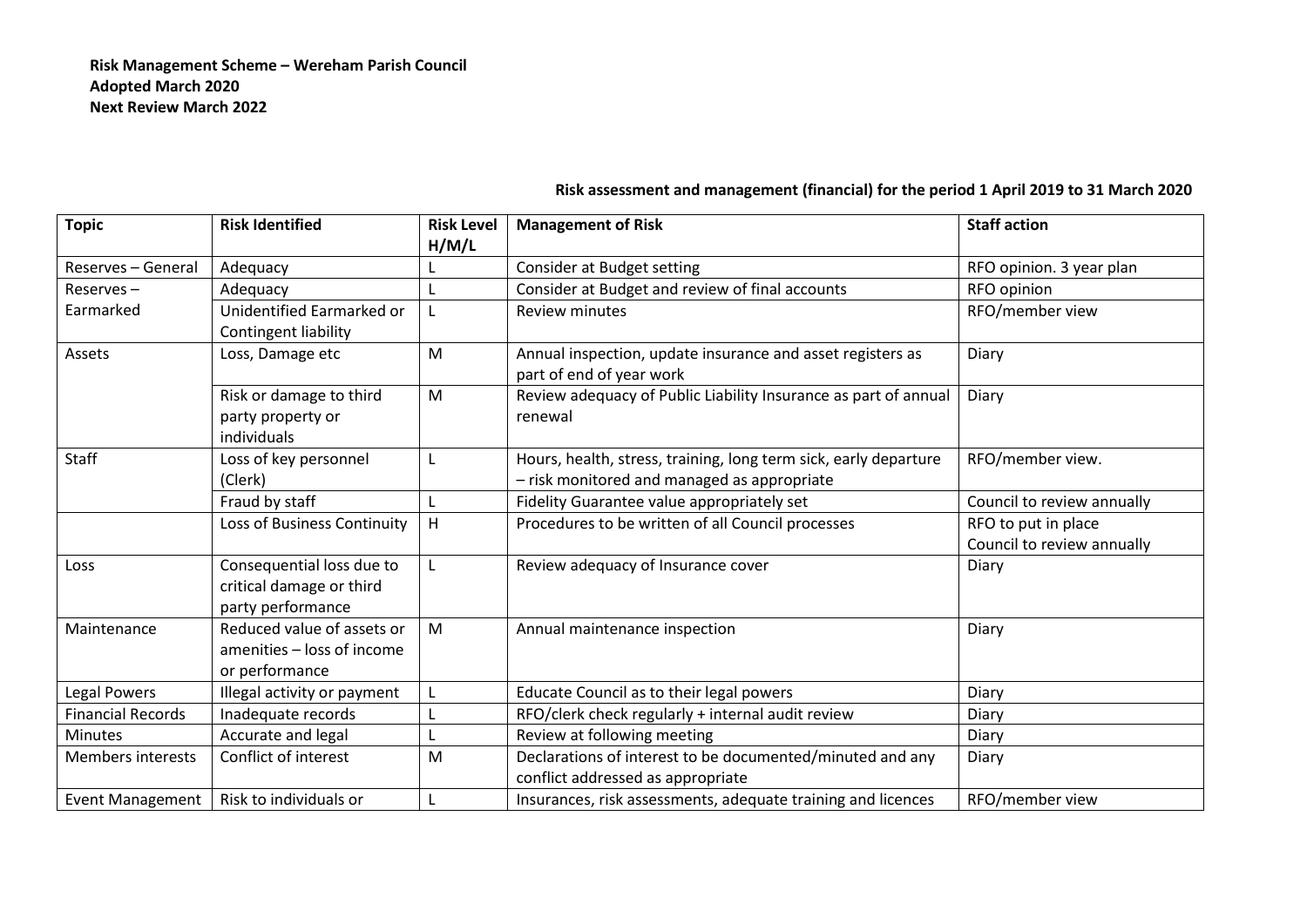**Risk Management Scheme – Wereham Parish Council**
**Adopted March 2020**
**Next Review March 2022**

**Risk assessment and management (financial) for the period 1 April 2019 to 31 March 2020**

| Topic | Risk Identified | Risk Level H/M/L | Management of Risk | Staff action |
|---|---|---|---|---|
| Reserves – General | Adequacy | L | Consider at Budget setting | RFO opinion. 3 year plan |
| Reserves – Earmarked | Adequacy | L | Consider at Budget and review of final accounts | RFO opinion |
| | Unidentified Earmarked or Contingent liability | L | Review minutes | RFO/member view |
| Assets | Loss, Damage etc | M | Annual inspection, update insurance and asset registers as part of end of year work | Diary |
| | Risk or damage to third party property or individuals | M | Review adequacy of Public Liability Insurance as part of annual renewal | Diary |
| Staff | Loss of key personnel (Clerk) | L | Hours, health, stress, training, long term sick, early departure – risk monitored and managed as appropriate | RFO/member view. |
| | Fraud by staff | L | Fidelity Guarantee value appropriately set | Council to review annually |
| | Loss of Business Continuity | H | Procedures to be written of all Council processes | RFO to put in place Council to review annually |
| Loss | Consequential loss due to critical damage or third party performance | L | Review adequacy of Insurance cover | Diary |
| Maintenance | Reduced value of assets or amenities – loss of income or performance | M | Annual maintenance inspection | Diary |
| Legal Powers | Illegal activity or payment | L | Educate Council as to their legal powers | Diary |
| Financial Records | Inadequate records | L | RFO/clerk check regularly + internal audit review | Diary |
| Minutes | Accurate and legal | L | Review at following meeting | Diary |
| Members interests | Conflict of interest | M | Declarations of interest to be documented/minuted and any conflict addressed as appropriate | Diary |
| Event Management | Risk to individuals or | L | Insurances, risk assessments, adequate training and licences | RFO/member view |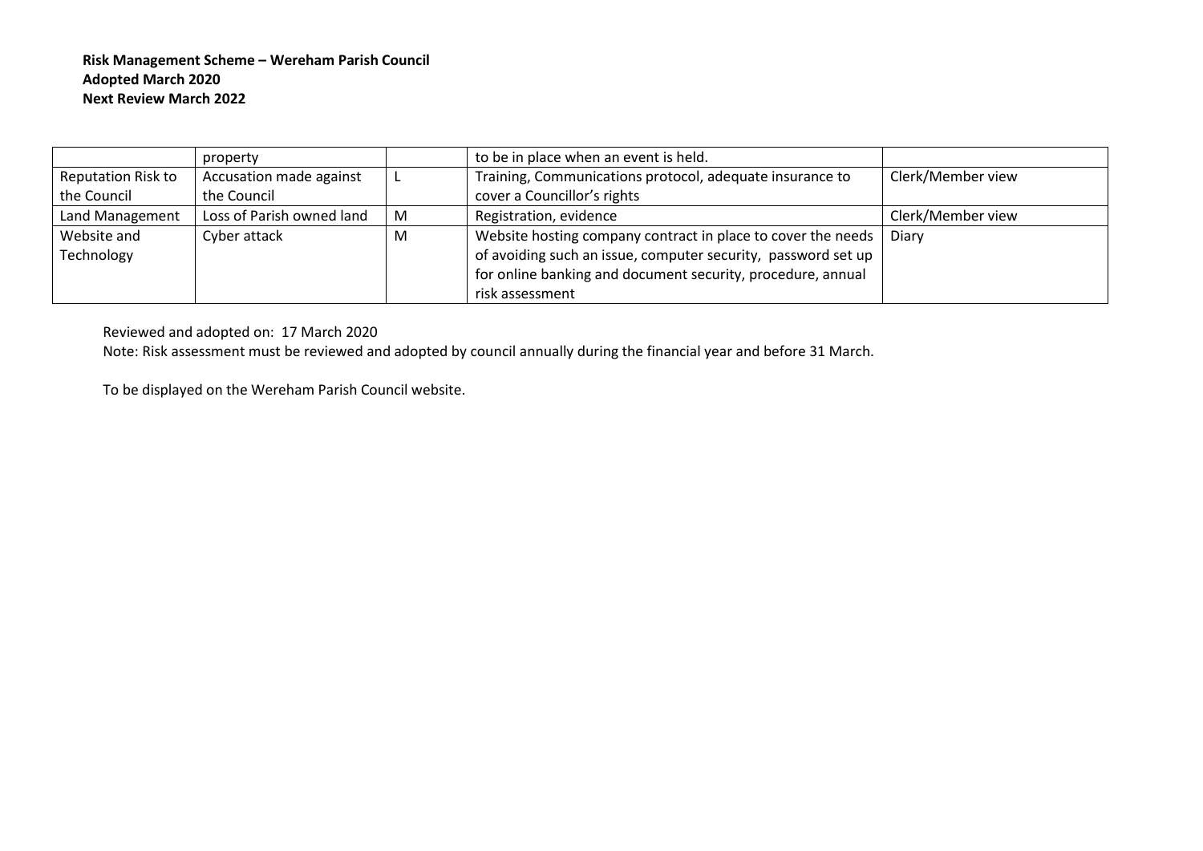**Risk Management Scheme – Wereham Parish Council**
**Adopted March 2020**
**Next Review March 2022**

| | | | | |
|---|---|---|---|---|
| | property | | to be in place when an event is held. | |
| Reputation Risk to the Council | Accusation made against the Council | L | Training, Communications protocol, adequate insurance to cover a Councillor's rights | Clerk/Member view |
| Land Management | Loss of Parish owned land | M | Registration, evidence | Clerk/Member view |
| Website and Technology | Cyber attack | M | Website hosting company contract in place to cover the needs of avoiding such an issue, computer security, password set up for online banking and document security, procedure, annual risk assessment | Diary |

Reviewed and adopted on: 17 March 2020
Note: Risk assessment must be reviewed and adopted by council annually during the financial year and before 31 March.

To be displayed on the Wereham Parish Council website.